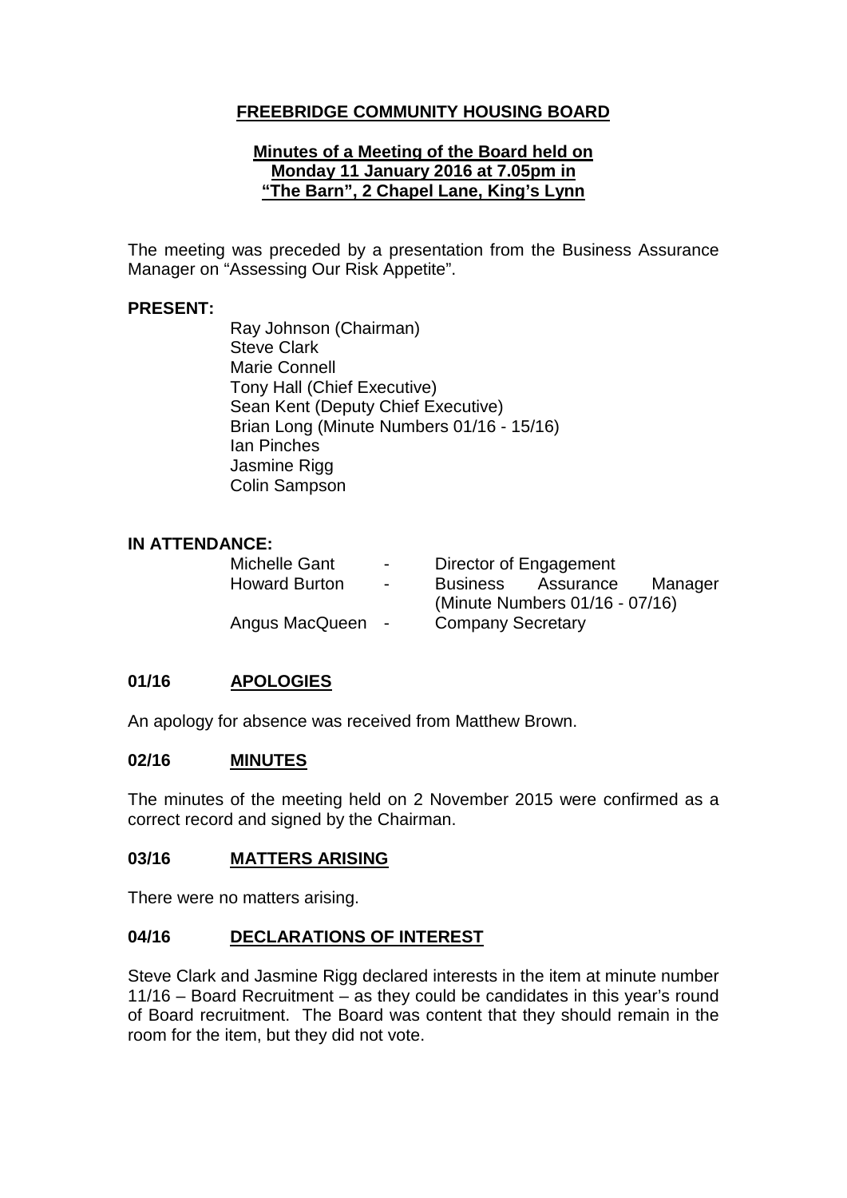# FREEBRIDGE COMMUNITY HOUSING BOARD

**Minutes of a Meeting of the Board held on Monday 11 January 2016 at 7.05pm in "The Barn", 2 Chapel Lane, King's Lynn**

The meeting was preceded by a presentation from the Business Assurance Manager on "Assessing Our Risk Appetite".

**PRESENT:**

Ray Johnson (Chairman)
Steve Clark
Marie Connell
Tony Hall (Chief Executive)
Sean Kent (Deputy Chief Executive)
Brian Long (Minute Numbers 01/16 - 15/16)
Ian Pinches
Jasmine Rigg
Colin Sampson

**IN ATTENDANCE:**

| | | |
|---|---|---|
| Michelle Gant | - | Director of Engagement |
| Howard Burton | - | Business Assurance Manager (Minute Numbers 01/16 - 07/16) |
| Angus MacQueen | - | Company Secretary |

## 01/16 APOLOGIES

An apology for absence was received from Matthew Brown.

## 02/16 MINUTES

The minutes of the meeting held on 2 November 2015 were confirmed as a correct record and signed by the Chairman.

## 03/16 MATTERS ARISING

There were no matters arising.

## 04/16 DECLARATIONS OF INTEREST

Steve Clark and Jasmine Rigg declared interests in the item at minute number 11/16 – Board Recruitment – as they could be candidates in this year's round of Board recruitment. The Board was content that they should remain in the room for the item, but they did not vote.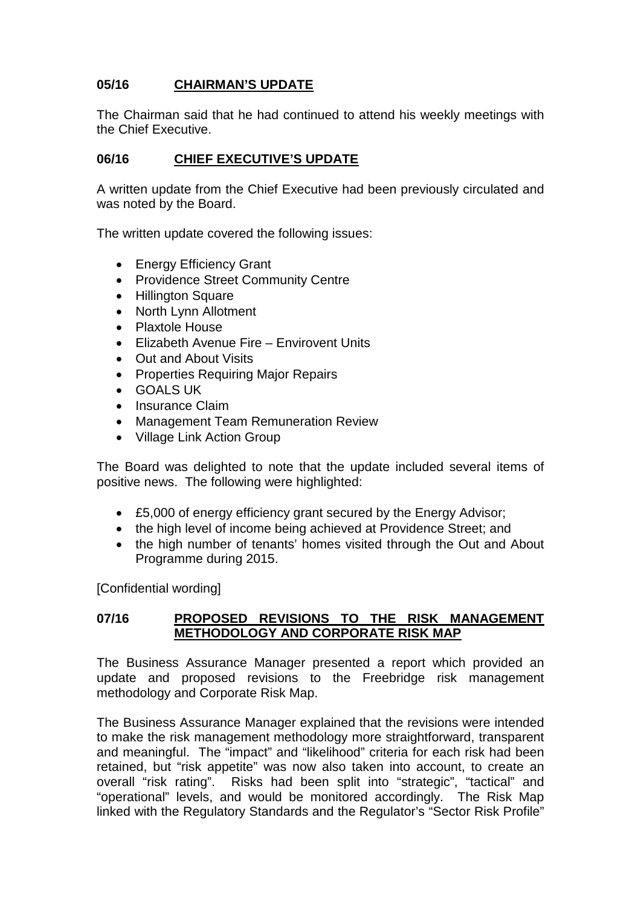## 05/16 CHAIRMAN'S UPDATE

The Chairman said that he had continued to attend his weekly meetings with the Chief Executive.

## 06/16 CHIEF EXECUTIVE'S UPDATE

A written update from the Chief Executive had been previously circulated and was noted by the Board.

The written update covered the following issues:

- Energy Efficiency Grant
- Providence Street Community Centre
- Hillington Square
- North Lynn Allotment
- Plaxtole House
- Elizabeth Avenue Fire – Envirovent Units
- Out and About Visits
- Properties Requiring Major Repairs
- GOALS UK
- Insurance Claim
- Management Team Remuneration Review
- Village Link Action Group

The Board was delighted to note that the update included several items of positive news. The following were highlighted:

- £5,000 of energy efficiency grant secured by the Energy Advisor;
- the high level of income being achieved at Providence Street; and
- the high number of tenants' homes visited through the Out and About Programme during 2015.

[Confidential wording]

## 07/16 PROPOSED REVISIONS TO THE RISK MANAGEMENT METHODOLOGY AND CORPORATE RISK MAP

The Business Assurance Manager presented a report which provided an update and proposed revisions to the Freebridge risk management methodology and Corporate Risk Map.

The Business Assurance Manager explained that the revisions were intended to make the risk management methodology more straightforward, transparent and meaningful. The "impact" and "likelihood" criteria for each risk had been retained, but "risk appetite" was now also taken into account, to create an overall "risk rating". Risks had been split into "strategic", "tactical" and "operational" levels, and would be monitored accordingly. The Risk Map linked with the Regulatory Standards and the Regulator's "Sector Risk Profile"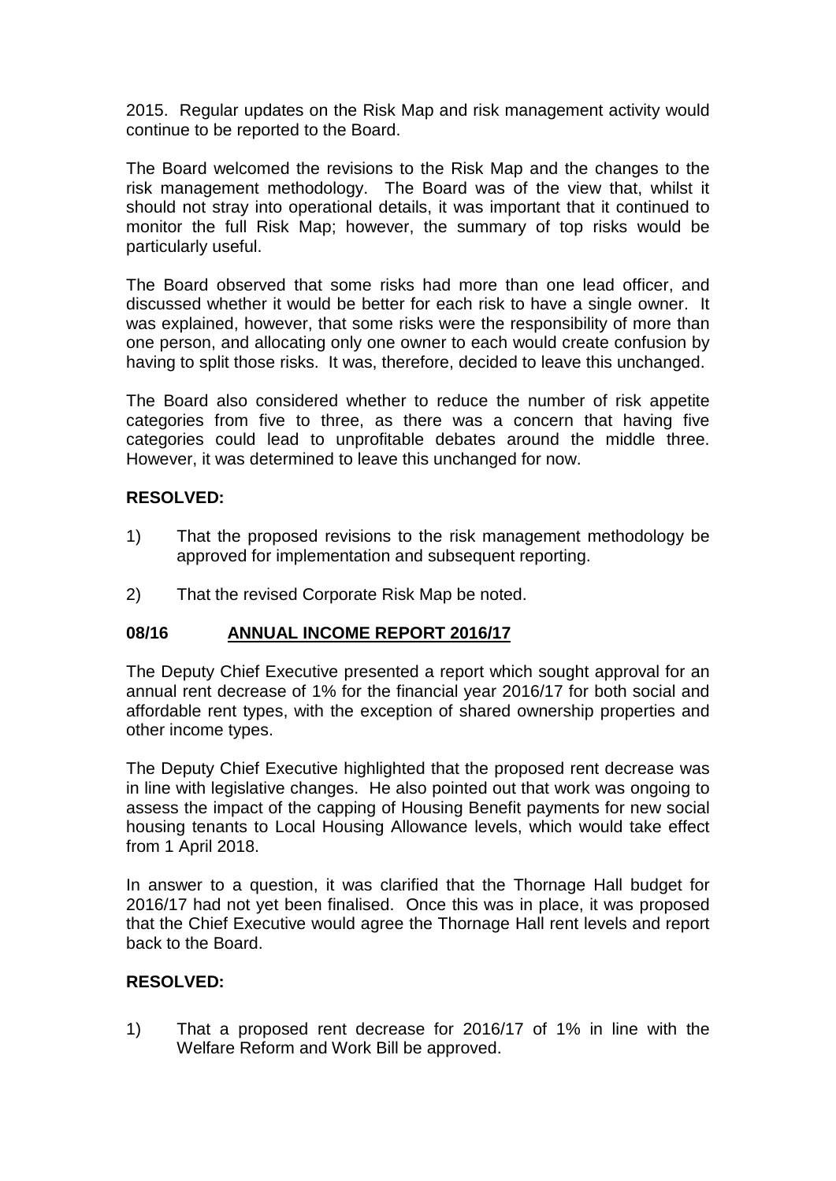2015. Regular updates on the Risk Map and risk management activity would continue to be reported to the Board.

The Board welcomed the revisions to the Risk Map and the changes to the risk management methodology. The Board was of the view that, whilst it should not stray into operational details, it was important that it continued to monitor the full Risk Map; however, the summary of top risks would be particularly useful.

The Board observed that some risks had more than one lead officer, and discussed whether it would be better for each risk to have a single owner. It was explained, however, that some risks were the responsibility of more than one person, and allocating only one owner to each would create confusion by having to split those risks. It was, therefore, decided to leave this unchanged.

The Board also considered whether to reduce the number of risk appetite categories from five to three, as there was a concern that having five categories could lead to unprofitable debates around the middle three. However, it was determined to leave this unchanged for now.

**RESOLVED:**

1) That the proposed revisions to the risk management methodology be approved for implementation and subsequent reporting.

2) That the revised Corporate Risk Map be noted.

## 08/16 ANNUAL INCOME REPORT 2016/17

The Deputy Chief Executive presented a report which sought approval for an annual rent decrease of 1% for the financial year 2016/17 for both social and affordable rent types, with the exception of shared ownership properties and other income types.

The Deputy Chief Executive highlighted that the proposed rent decrease was in line with legislative changes. He also pointed out that work was ongoing to assess the impact of the capping of Housing Benefit payments for new social housing tenants to Local Housing Allowance levels, which would take effect from 1 April 2018.

In answer to a question, it was clarified that the Thornage Hall budget for 2016/17 had not yet been finalised. Once this was in place, it was proposed that the Chief Executive would agree the Thornage Hall rent levels and report back to the Board.

**RESOLVED:**

1) That a proposed rent decrease for 2016/17 of 1% in line with the Welfare Reform and Work Bill be approved.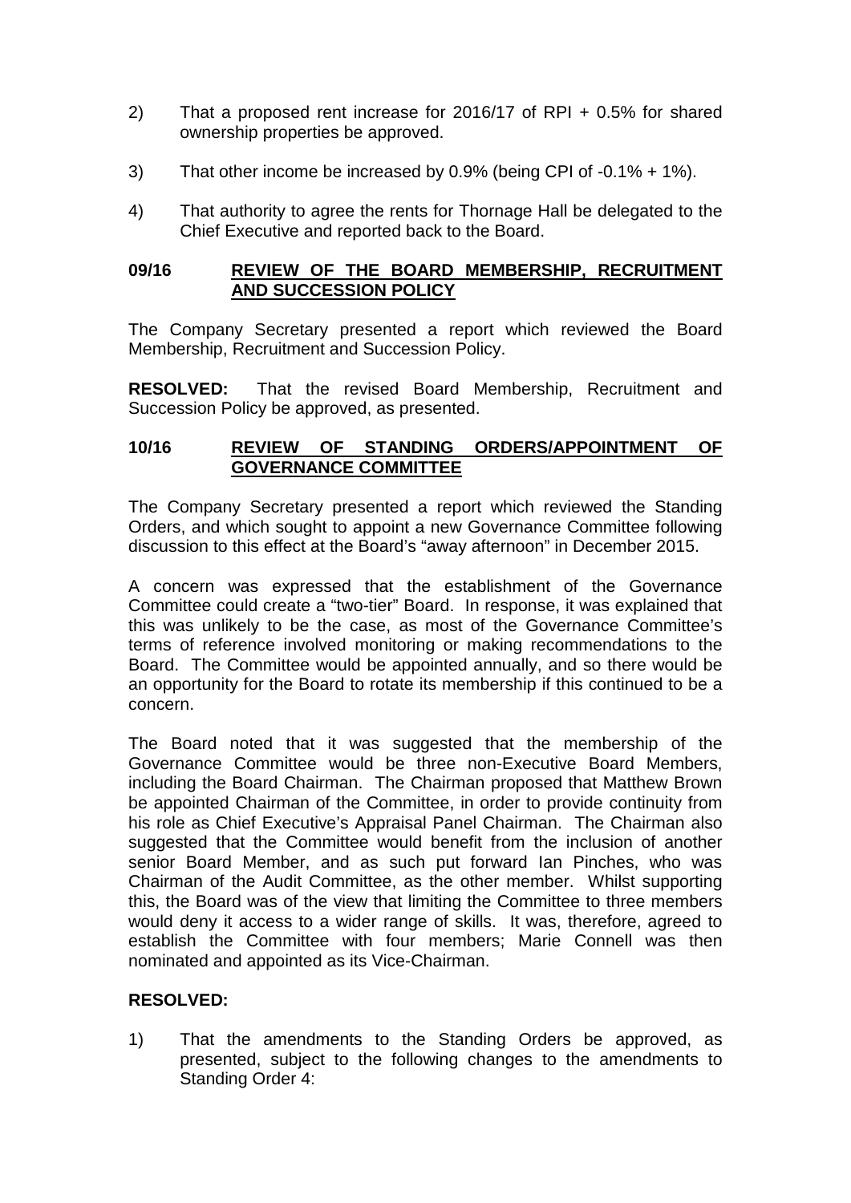2) That a proposed rent increase for 2016/17 of RPI + 0.5% for shared ownership properties be approved.

3) That other income be increased by 0.9% (being CPI of -0.1% + 1%).

4) That authority to agree the rents for Thornage Hall be delegated to the Chief Executive and reported back to the Board.

## 09/16 REVIEW OF THE BOARD MEMBERSHIP, RECRUITMENT AND SUCCESSION POLICY

The Company Secretary presented a report which reviewed the Board Membership, Recruitment and Succession Policy.

**RESOLVED:** That the revised Board Membership, Recruitment and Succession Policy be approved, as presented.

## 10/16 REVIEW OF STANDING ORDERS/APPOINTMENT OF GOVERNANCE COMMITTEE

The Company Secretary presented a report which reviewed the Standing Orders, and which sought to appoint a new Governance Committee following discussion to this effect at the Board's "away afternoon" in December 2015.

A concern was expressed that the establishment of the Governance Committee could create a "two-tier" Board. In response, it was explained that this was unlikely to be the case, as most of the Governance Committee's terms of reference involved monitoring or making recommendations to the Board. The Committee would be appointed annually, and so there would be an opportunity for the Board to rotate its membership if this continued to be a concern.

The Board noted that it was suggested that the membership of the Governance Committee would be three non-Executive Board Members, including the Board Chairman. The Chairman proposed that Matthew Brown be appointed Chairman of the Committee, in order to provide continuity from his role as Chief Executive's Appraisal Panel Chairman. The Chairman also suggested that the Committee would benefit from the inclusion of another senior Board Member, and as such put forward Ian Pinches, who was Chairman of the Audit Committee, as the other member. Whilst supporting this, the Board was of the view that limiting the Committee to three members would deny it access to a wider range of skills. It was, therefore, agreed to establish the Committee with four members; Marie Connell was then nominated and appointed as its Vice-Chairman.

**RESOLVED:**

1) That the amendments to the Standing Orders be approved, as presented, subject to the following changes to the amendments to Standing Order 4: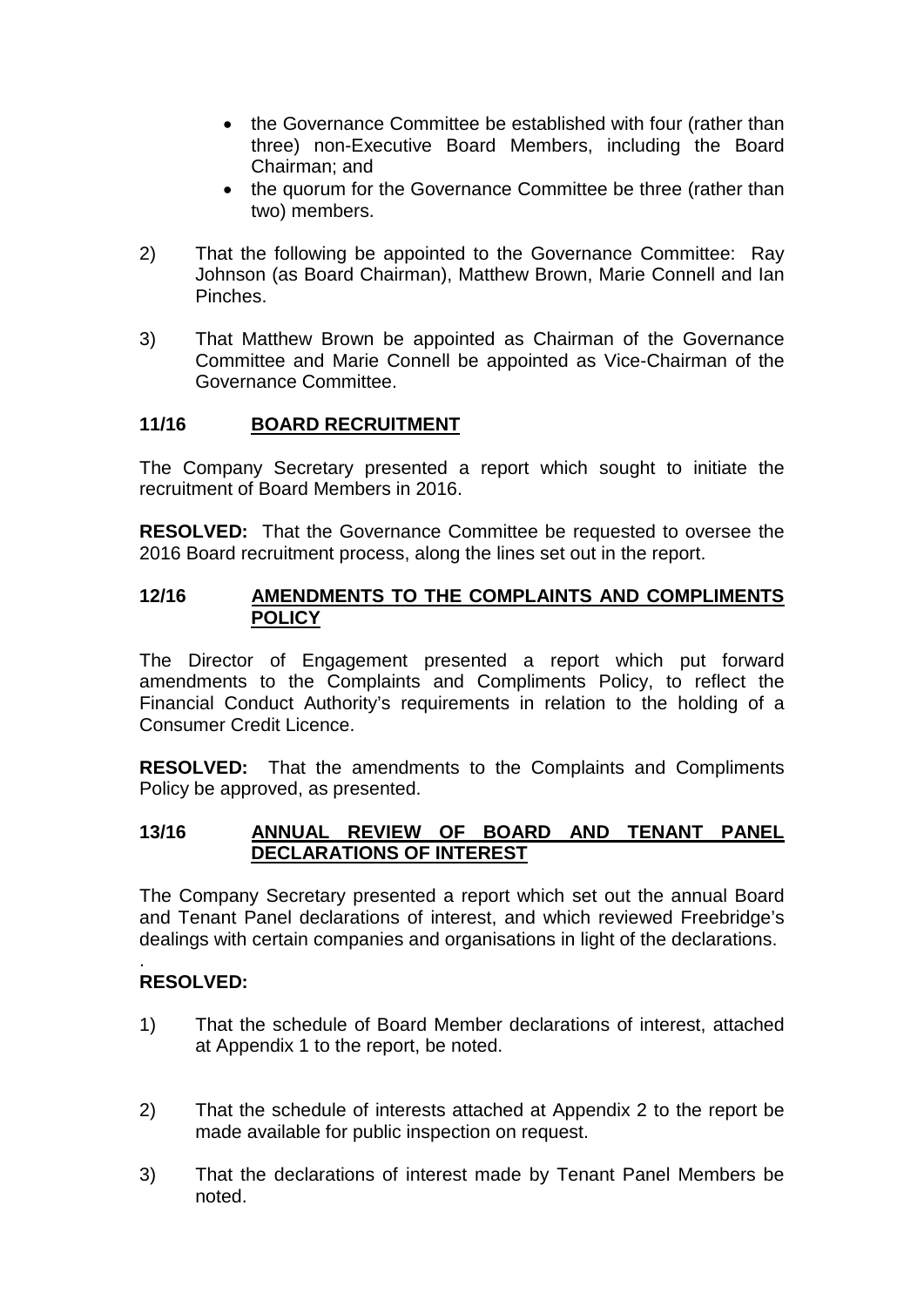- the Governance Committee be established with four (rather than three) non-Executive Board Members, including the Board Chairman; and
- the quorum for the Governance Committee be three (rather than two) members.

2) That the following be appointed to the Governance Committee: Ray Johnson (as Board Chairman), Matthew Brown, Marie Connell and Ian Pinches.

3) That Matthew Brown be appointed as Chairman of the Governance Committee and Marie Connell be appointed as Vice-Chairman of the Governance Committee.

## 11/16 BOARD RECRUITMENT

The Company Secretary presented a report which sought to initiate the recruitment of Board Members in 2016.

**RESOLVED:** That the Governance Committee be requested to oversee the 2016 Board recruitment process, along the lines set out in the report.

## 12/16 AMENDMENTS TO THE COMPLAINTS AND COMPLIMENTS POLICY

The Director of Engagement presented a report which put forward amendments to the Complaints and Compliments Policy, to reflect the Financial Conduct Authority's requirements in relation to the holding of a Consumer Credit Licence.

**RESOLVED:** That the amendments to the Complaints and Compliments Policy be approved, as presented.

## 13/16 ANNUAL REVIEW OF BOARD AND TENANT PANEL DECLARATIONS OF INTEREST

The Company Secretary presented a report which set out the annual Board and Tenant Panel declarations of interest, and which reviewed Freebridge's dealings with certain companies and organisations in light of the declarations.

.
**RESOLVED:**

1) That the schedule of Board Member declarations of interest, attached at Appendix 1 to the report, be noted.

2) That the schedule of interests attached at Appendix 2 to the report be made available for public inspection on request.

3) That the declarations of interest made by Tenant Panel Members be noted.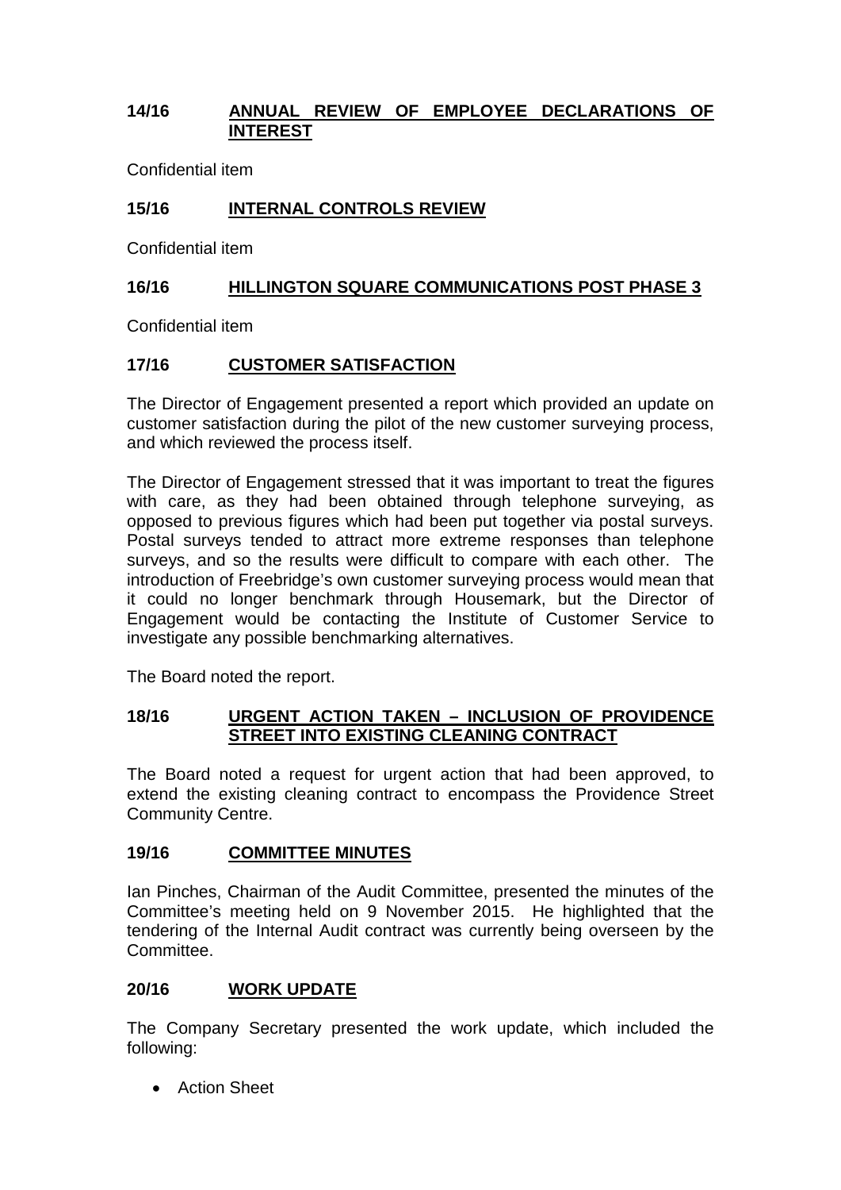## 14/16 ANNUAL REVIEW OF EMPLOYEE DECLARATIONS OF INTEREST

Confidential item

## 15/16 INTERNAL CONTROLS REVIEW

Confidential item

## 16/16 HILLINGTON SQUARE COMMUNICATIONS POST PHASE 3

Confidential item

## 17/16 CUSTOMER SATISFACTION

The Director of Engagement presented a report which provided an update on customer satisfaction during the pilot of the new customer surveying process, and which reviewed the process itself.

The Director of Engagement stressed that it was important to treat the figures with care, as they had been obtained through telephone surveying, as opposed to previous figures which had been put together via postal surveys. Postal surveys tended to attract more extreme responses than telephone surveys, and so the results were difficult to compare with each other. The introduction of Freebridge's own customer surveying process would mean that it could no longer benchmark through Housemark, but the Director of Engagement would be contacting the Institute of Customer Service to investigate any possible benchmarking alternatives.

The Board noted the report.

## 18/16 URGENT ACTION TAKEN – INCLUSION OF PROVIDENCE STREET INTO EXISTING CLEANING CONTRACT

The Board noted a request for urgent action that had been approved, to extend the existing cleaning contract to encompass the Providence Street Community Centre.

## 19/16 COMMITTEE MINUTES

Ian Pinches, Chairman of the Audit Committee, presented the minutes of the Committee's meeting held on 9 November 2015. He highlighted that the tendering of the Internal Audit contract was currently being overseen by the Committee.

## 20/16 WORK UPDATE

The Company Secretary presented the work update, which included the following:

- Action Sheet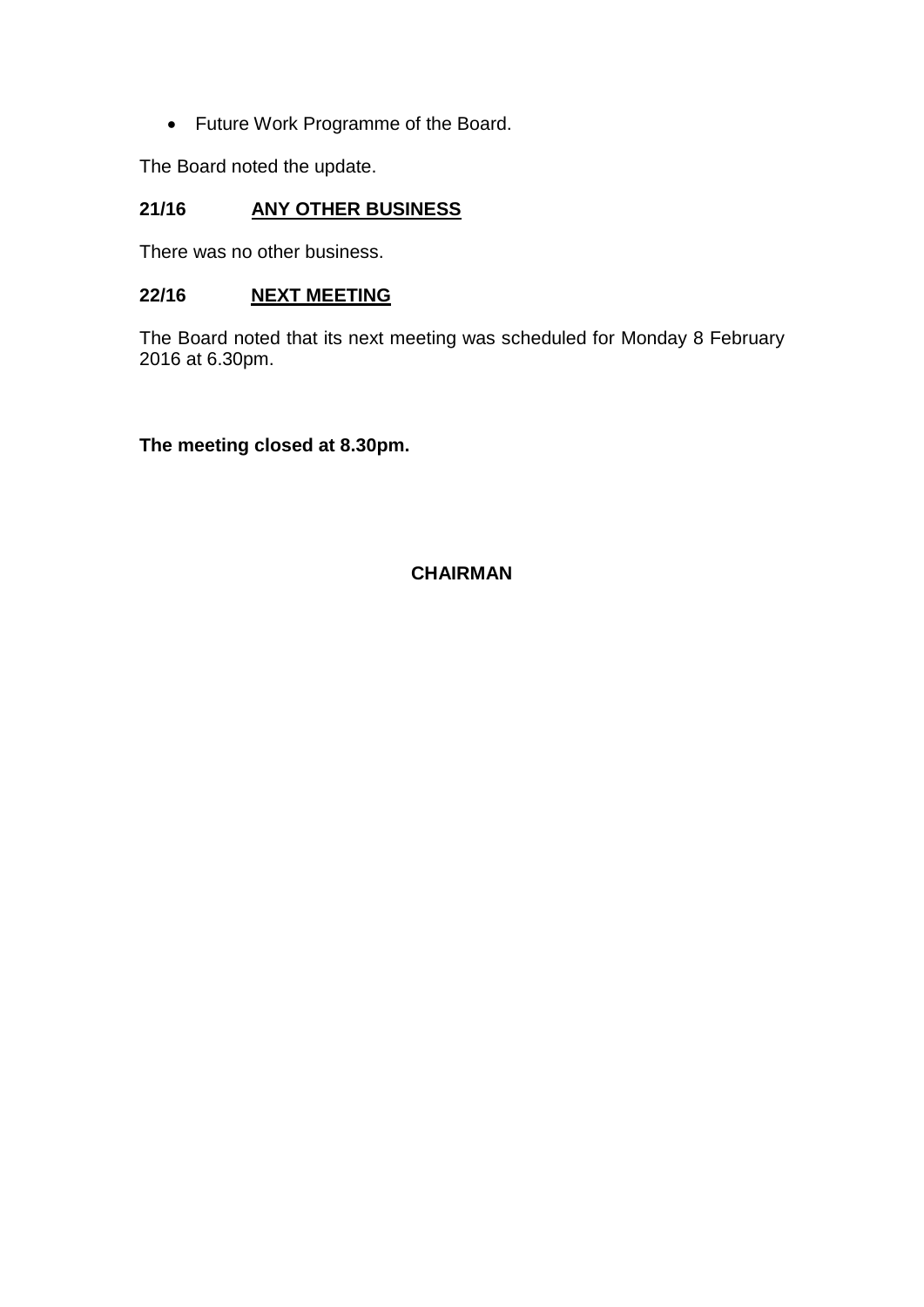- Future Work Programme of the Board.

The Board noted the update.

## 21/16 ANY OTHER BUSINESS

There was no other business.

## 22/16 NEXT MEETING

The Board noted that its next meeting was scheduled for Monday 8 February 2016 at 6.30pm.

**The meeting closed at 8.30pm.**

**CHAIRMAN**